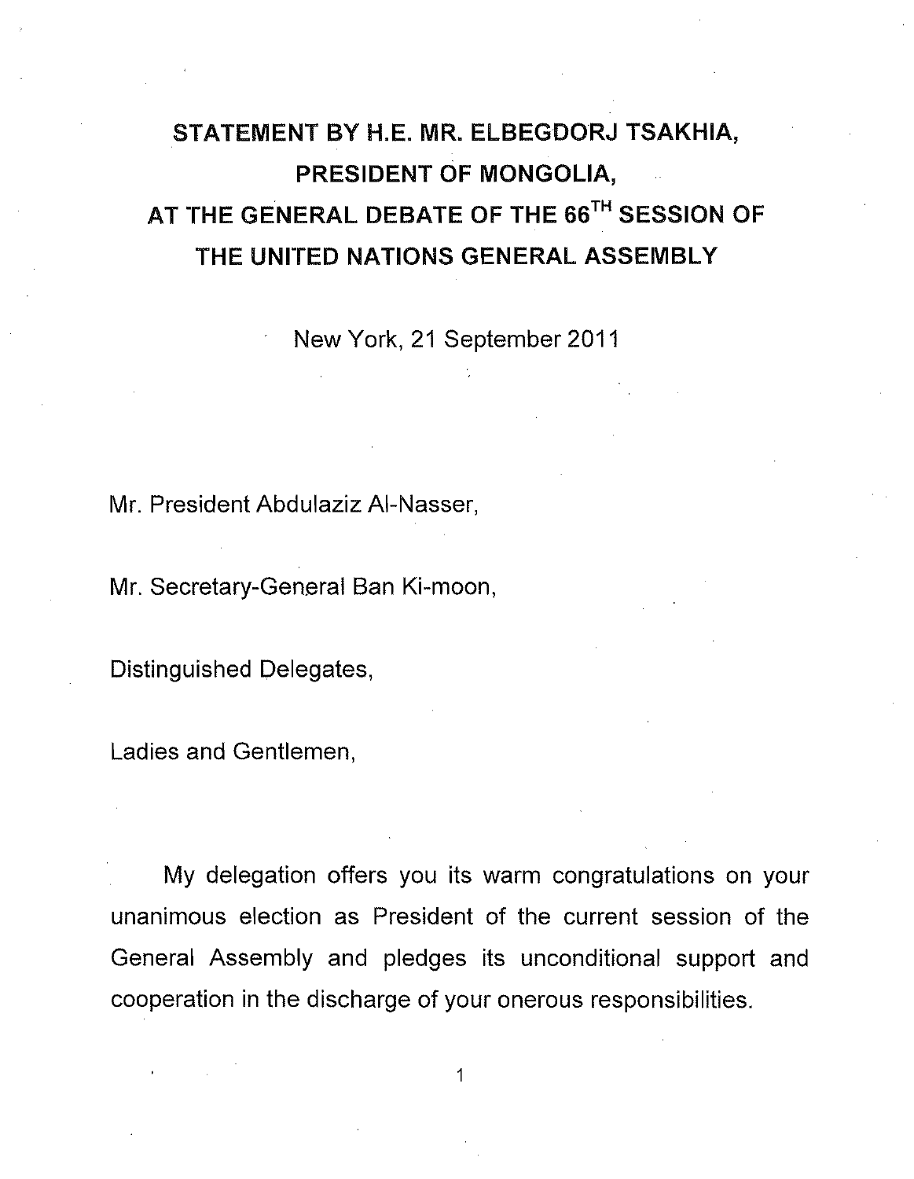# STATEMENT BY H.E. MR. ELBEGDORJ TSAKHIA, PRESIDENT OF MONGOLIA, AT THE GENERAL DEBATE OF THE 66TH SESSION OF THE UNITED NATIONS GENERAL ASSEMBLY

New York, 21 September 2011

Mr. President Abdulaziz Al-Nasser,

Mr. Secretary-General Ban Ki-moon,

Distinguished Delegates,

Ladies and Gentlemen,

My delegation offers you its warm congratulations on your unanimous election as President of the current session of the General Assembly and pledges its unconditional support and cooperation in the discharge of your onerous responsibilities.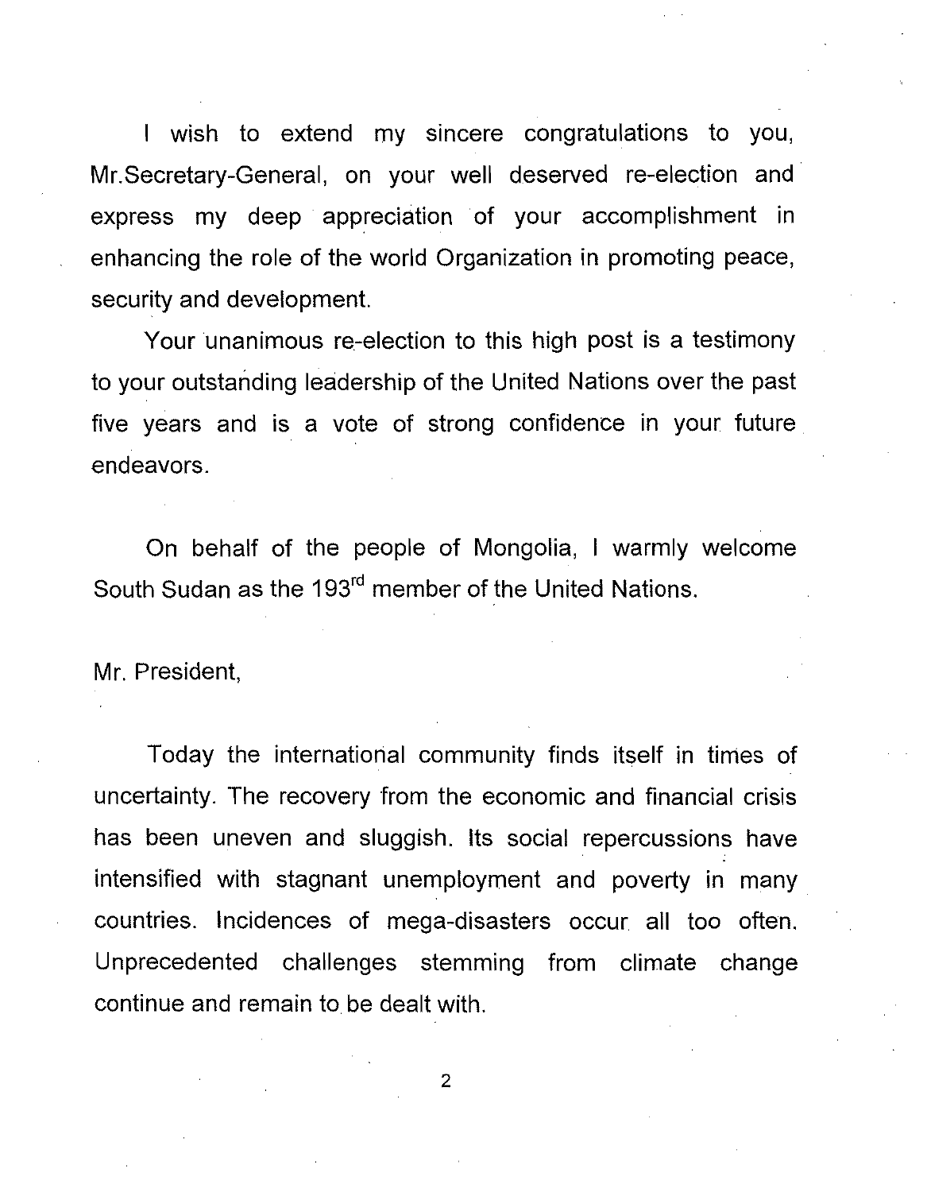I wish to extend my sincere congratulations to you, Mr.Secretary-General, on your well deserved re-election and express my deep appreciation of your accomplishment in enhancing the role of the world Organization in promoting peace, security and development.

Your unanimous re-election to this high post is a testimony to your outstanding leadership of the United Nations over the past five years and is a vote of strong confidence in your future endeavors.

On behalf of the people of Mongolia, I warmly welcome South Sudan as the 193rd member of the United Nations.

Mr. President,

Today the international community finds itself in times of uncertainty. The recovery from the economic and financial crisis has been uneven and sluggish. Its social repercussions have intensified with stagnant unemployment and poverty in many countries. Incidences of mega-disasters occur all too often. Unprecedented challenges stemming from climate change continue and remain to be dealt with.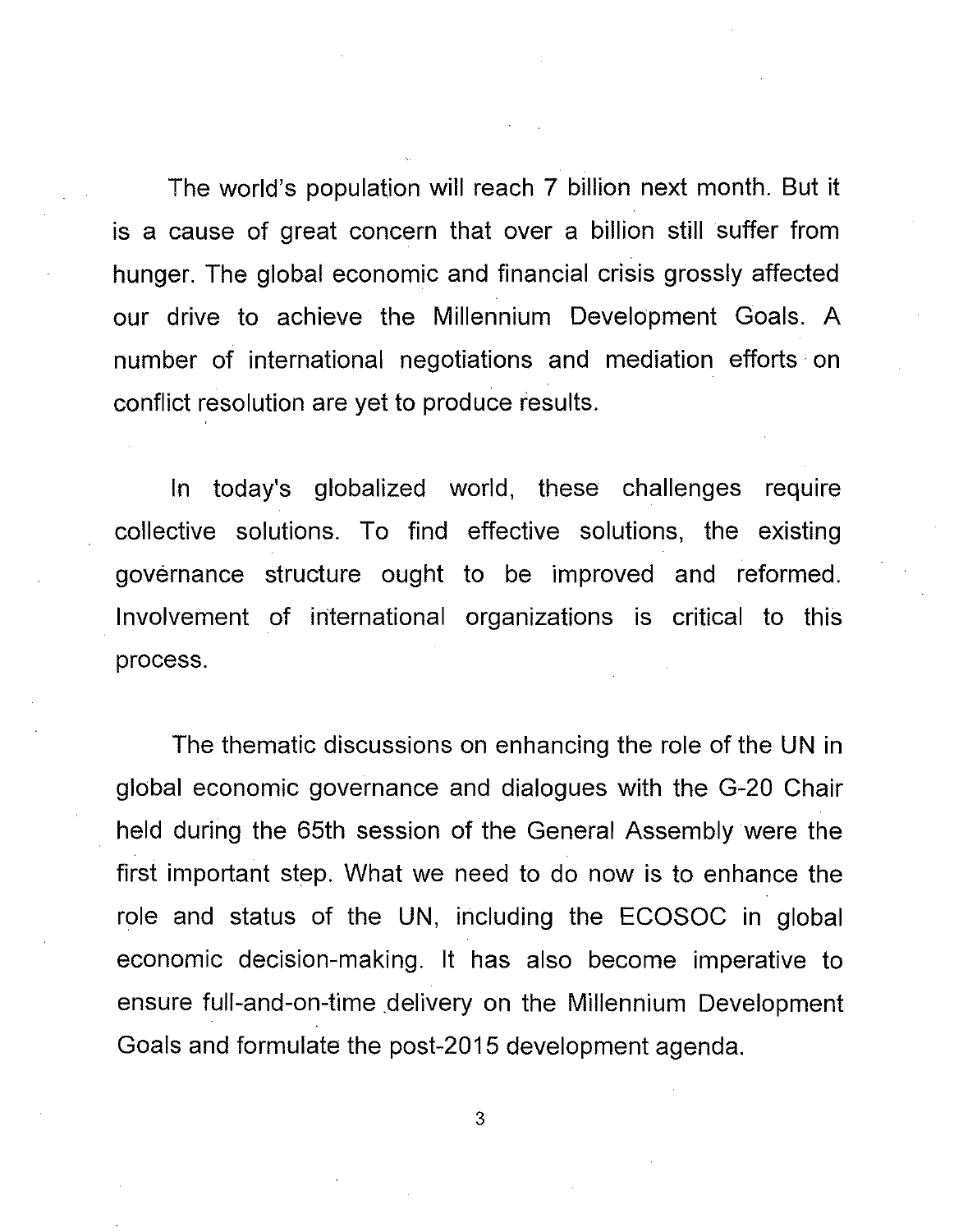The world's population will reach 7 billion next month. But it is a cause of great concern that over a billion still suffer from hunger. The global economic and financial crisis grossly affected our drive to achieve the Millennium Development Goals. A number of international negotiations and mediation efforts on conflict resolution are yet to produce results.

In today's globalized world, these challenges require collective solutions. To find effective solutions, the existing governance structure ought to be improved and reformed. Involvement of international organizations is critical to this process.

The thematic discussions on enhancing the role of the UN in global economic governance and dialogues with the G-20 Chair held during the 65th session of the General Assembly were the first important step. What we need to do now is to enhance the role and status of the UN, including the ECOSOC in global economic decision-making. It has also become imperative to ensure full-and-on-time delivery on the Millennium Development Goals and formulate the post-2015 development agenda.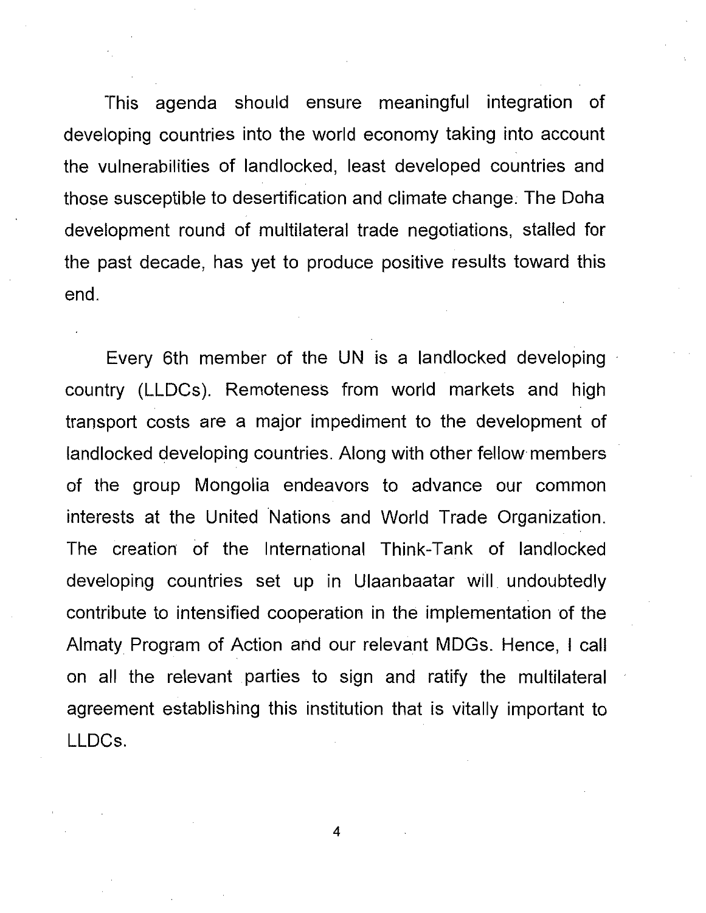This agenda should ensure meaningful integration of developing countries into the world economy taking into account the vulnerabilities of landlocked, least developed countries and those susceptible to desertification and climate change. The Doha development round of multilateral trade negotiations, stalled for the past decade, has yet to produce positive results toward this end.

Every 6th member of the UN is a landlocked developing country (LLDCs). Remoteness from world markets and high transport costs are a major impediment to the development of landlocked developing countries. Along with other fellow members of the group Mongolia endeavors to advance our common interests at the United Nations and World Trade Organization. The creation of the International Think-Tank of landlocked developing countries set up in Ulaanbaatar will undoubtedly contribute to intensified cooperation in the implementation of the Almaty Program of Action and our relevant MDGs. Hence, I call on all the relevant parties to sign and ratify the multilateral agreement establishing this institution that is vitally important to LLDCs.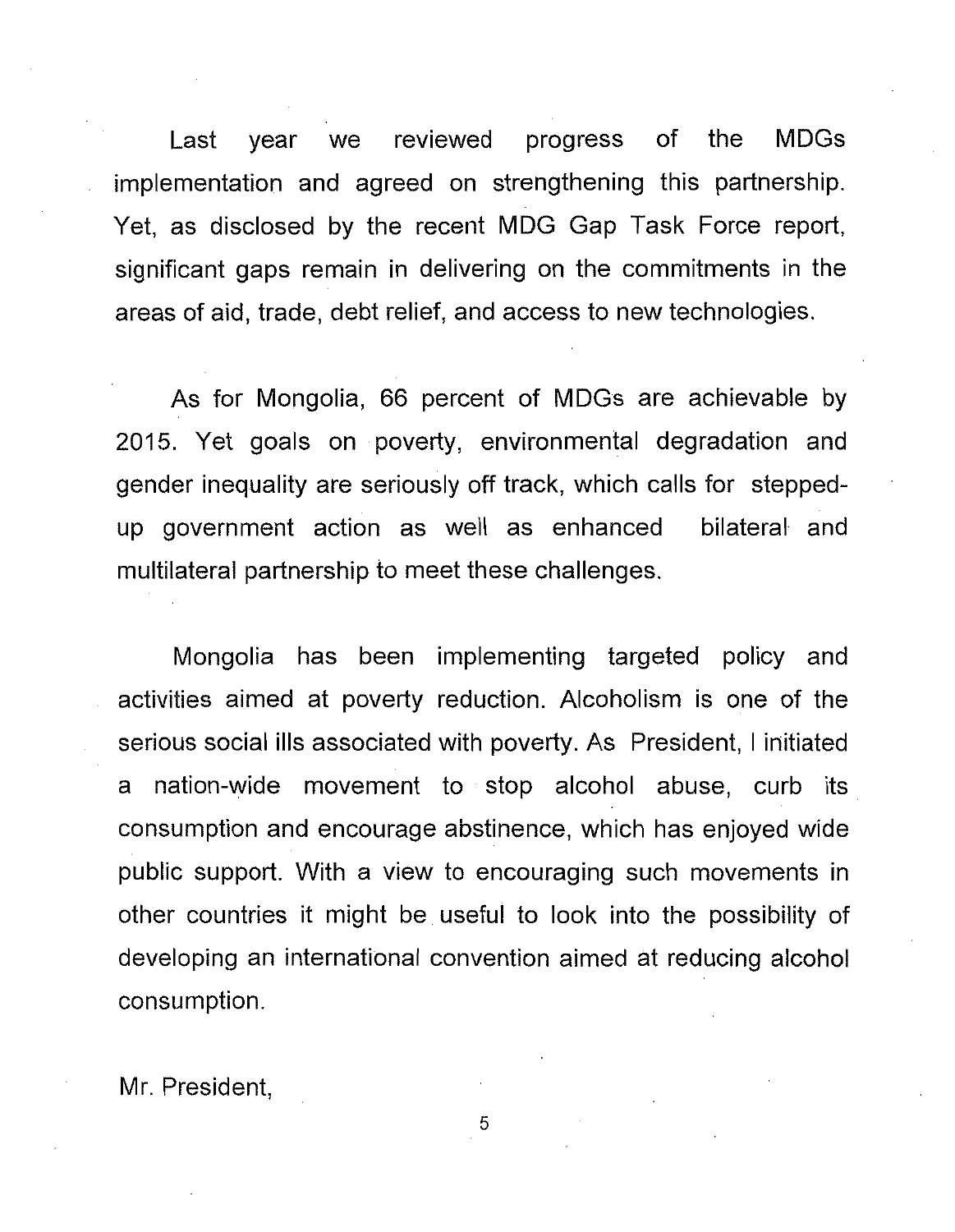Last year we reviewed progress of the MDGs implementation and agreed on strengthening this partnership. Yet, as disclosed by the recent MDG Gap Task Force report, significant gaps remain in delivering on the commitments in the areas of aid, trade, debt relief, and access to new technologies.

As for Mongolia, 66 percent of MDGs are achievable by 2015. Yet goals on poverty, environmental degradation and gender inequality are seriously off track, which calls for stepped-up government action as well as enhanced bilateral and multilateral partnership to meet these challenges.

Mongolia has been implementing targeted policy and activities aimed at poverty reduction. Alcoholism is one of the serious social ills associated with poverty. As President, I initiated a nation-wide movement to stop alcohol abuse, curb its consumption and encourage abstinence, which has enjoyed wide public support. With a view to encouraging such movements in other countries it might be useful to look into the possibility of developing an international convention aimed at reducing alcohol consumption.

Mr. President,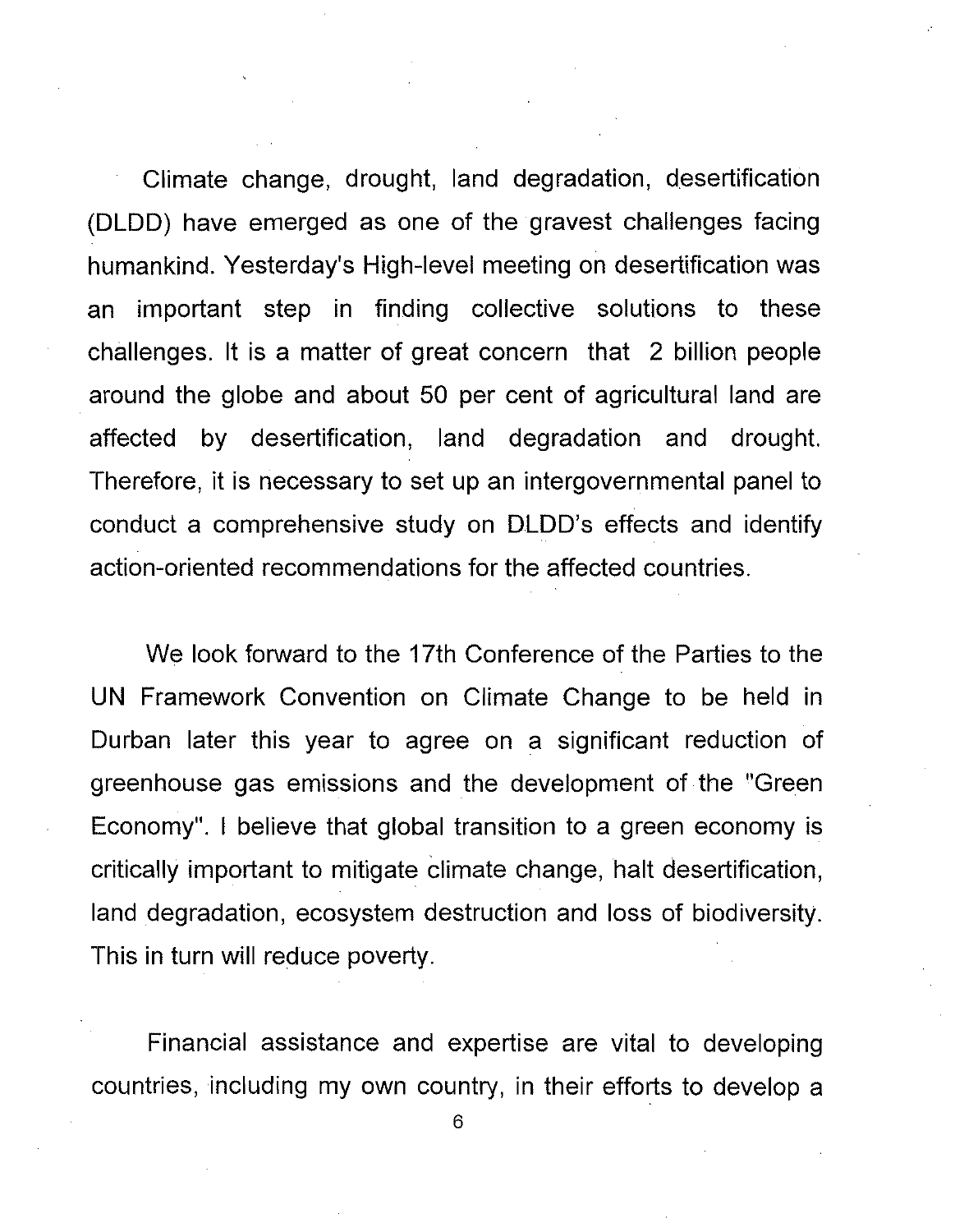Climate change, drought, land degradation, desertification (DLDD) have emerged as one of the gravest challenges facing humankind. Yesterday's High-level meeting on desertification was an important step in finding collective solutions to these challenges. It is a matter of great concern that 2 billion people around the globe and about 50 per cent of agricultural land are affected by desertification, land degradation and drought. Therefore, it is necessary to set up an intergovernmental panel to conduct a comprehensive study on DLDD's effects and identify action-oriented recommendations for the affected countries.

We look forward to the 17th Conference of the Parties to the UN Framework Convention on Climate Change to be held in Durban later this year to agree on a significant reduction of greenhouse gas emissions and the development of the "Green Economy". I believe that global transition to a green economy is critically important to mitigate climate change, halt desertification, land degradation, ecosystem destruction and loss of biodiversity. This in turn will reduce poverty.

Financial assistance and expertise are vital to developing countries, including my own country, in their efforts to develop a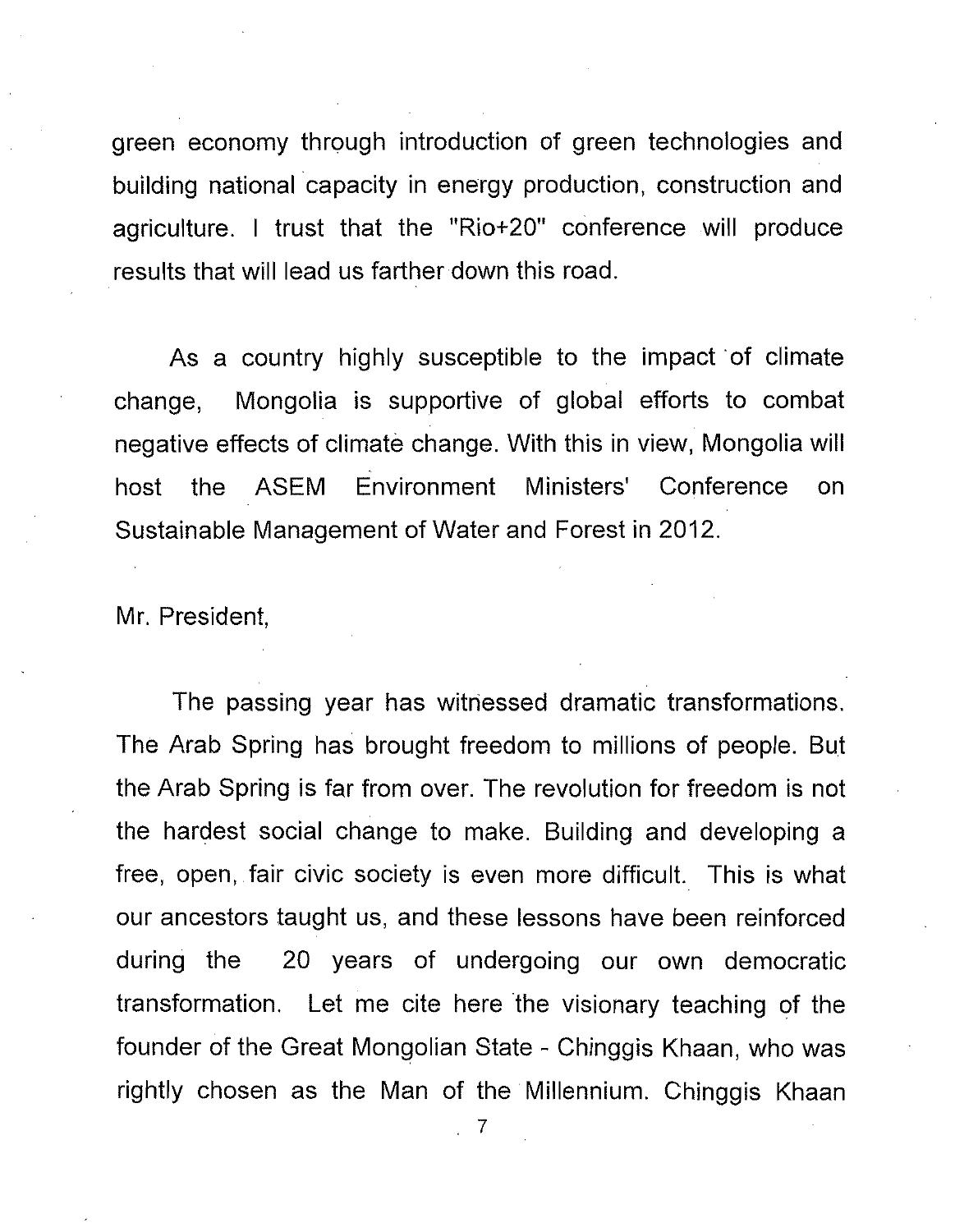green economy through introduction of green technologies and building national capacity in energy production, construction and agriculture. I trust that the "Rio+20" conference will produce results that will lead us farther down this road.

As a country highly susceptible to the impact of climate change, Mongolia is supportive of global efforts to combat negative effects of climate change. With this in view, Mongolia will host the ASEM Environment Ministers' Conference on Sustainable Management of Water and Forest in 2012.

Mr. President,

The passing year has witnessed dramatic transformations. The Arab Spring has brought freedom to millions of people. But the Arab Spring is far from over. The revolution for freedom is not the hardest social change to make. Building and developing a free, open, fair civic society is even more difficult. This is what our ancestors taught us, and these lessons have been reinforced during the 20 years of undergoing our own democratic transformation. Let me cite here the visionary teaching of the founder of the Great Mongolian State - Chinggis Khaan, who was rightly chosen as the Man of the Millennium. Chinggis Khaan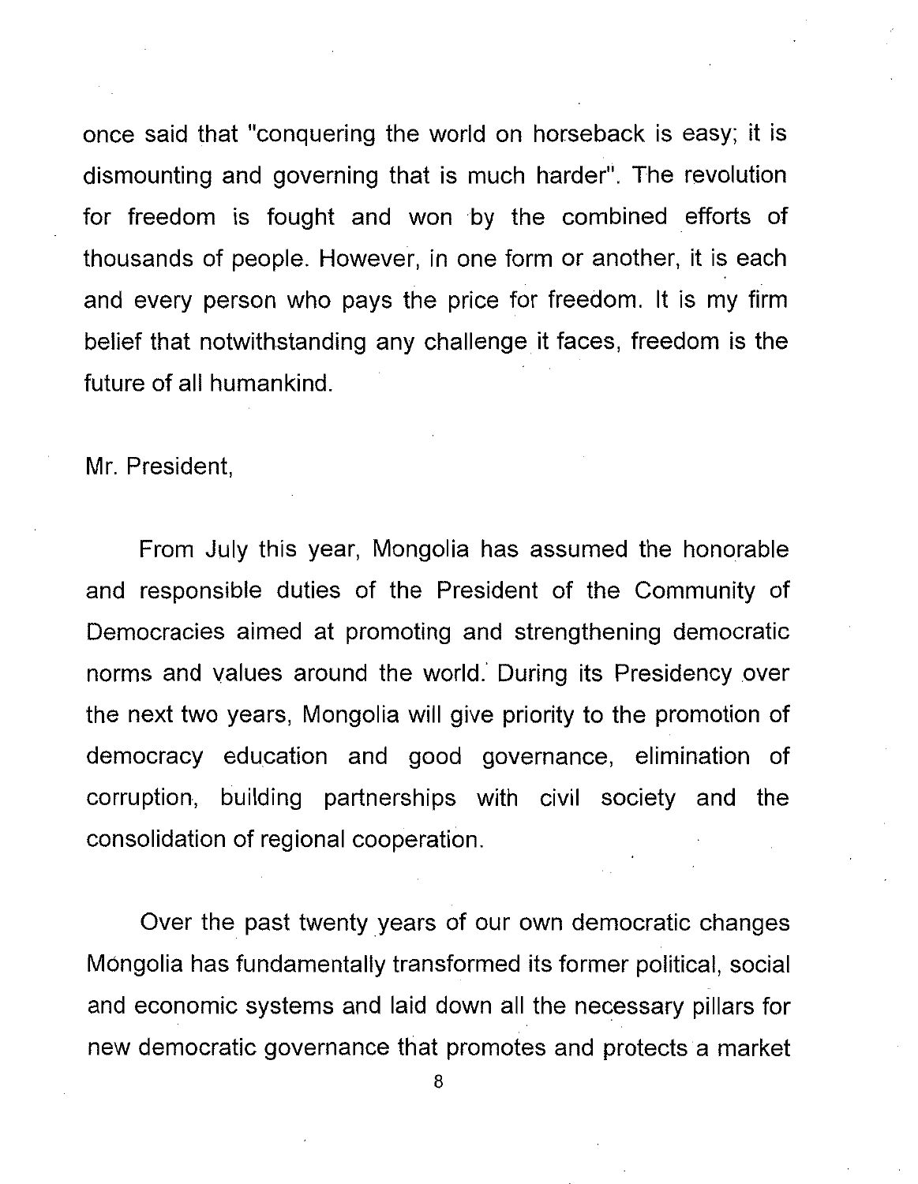once said that "conquering the world on horseback is easy; it is dismounting and governing that is much harder". The revolution for freedom is fought and won by the combined efforts of thousands of people. However, in one form or another, it is each and every person who pays the price for freedom. It is my firm belief that notwithstanding any challenge it faces, freedom is the future of all humankind.

Mr. President,

From July this year, Mongolia has assumed the honorable and responsible duties of the President of the Community of Democracies aimed at promoting and strengthening democratic norms and values around the world. During its Presidency over the next two years, Mongolia will give priority to the promotion of democracy education and good governance, elimination of corruption, building partnerships with civil society and the consolidation of regional cooperation.

Over the past twenty years of our own democratic changes Mongolia has fundamentally transformed its former political, social and economic systems and laid down all the necessary pillars for new democratic governance that promotes and protects a market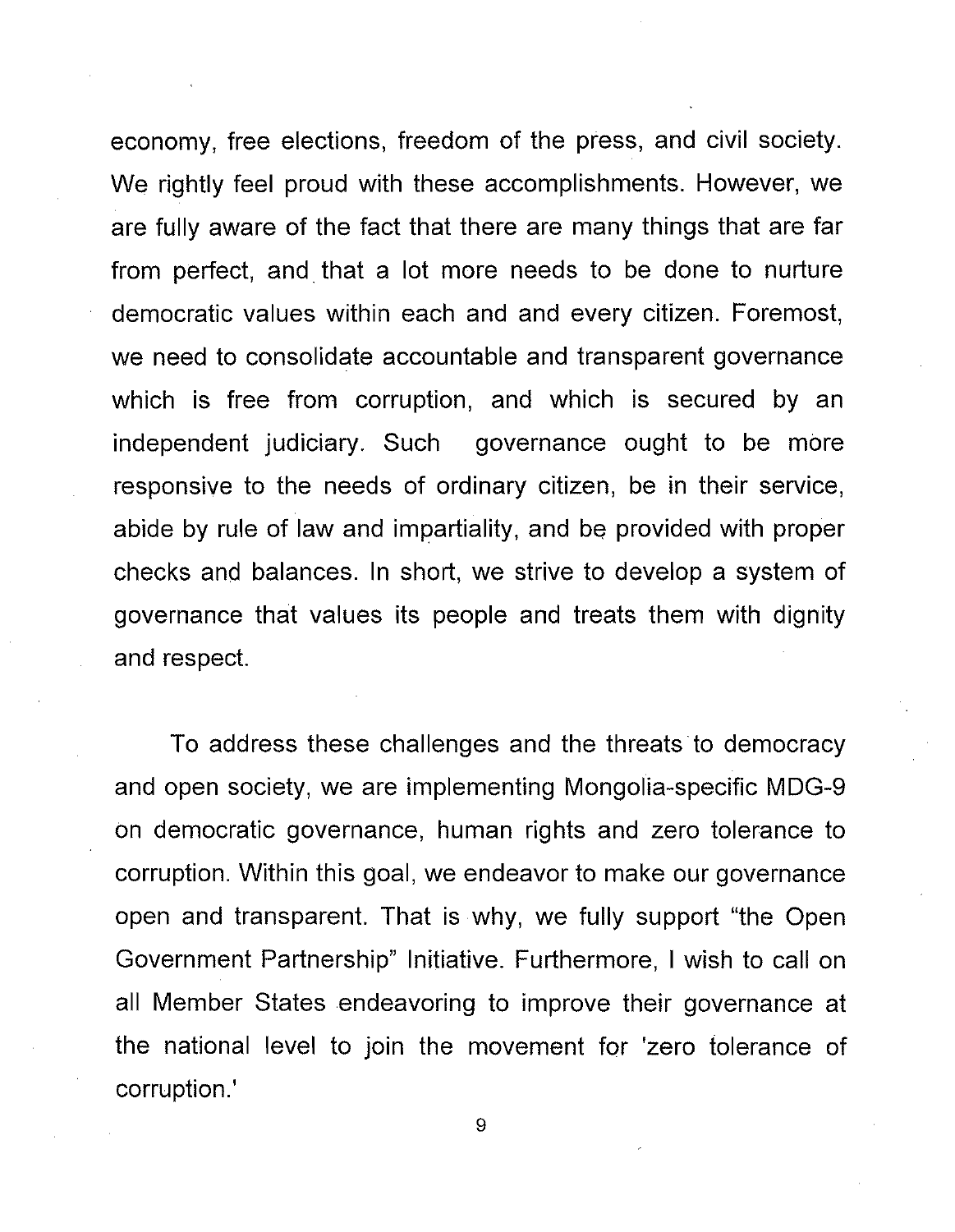economy, free elections, freedom of the press, and civil society. We rightly feel proud with these accomplishments. However, we are fully aware of the fact that there are many things that are far from perfect, and that a lot more needs to be done to nurture democratic values within each and and every citizen. Foremost, we need to consolidate accountable and transparent governance which is free from corruption, and which is secured by an independent judiciary. Such governance ought to be more responsive to the needs of ordinary citizen, be in their service, abide by rule of law and impartiality, and be provided with proper checks and balances. In short, we strive to develop a system of governance that values its people and treats them with dignity and respect.

To address these challenges and the threats to democracy and open society, we are implementing Mongolia-specific MDG-9 on democratic governance, human rights and zero tolerance to corruption. Within this goal, we endeavor to make our governance open and transparent. That is why, we fully support "the Open Government Partnership" Initiative. Furthermore, I wish to call on all Member States endeavoring to improve their governance at the national level to join the movement for 'zero tolerance of corruption.'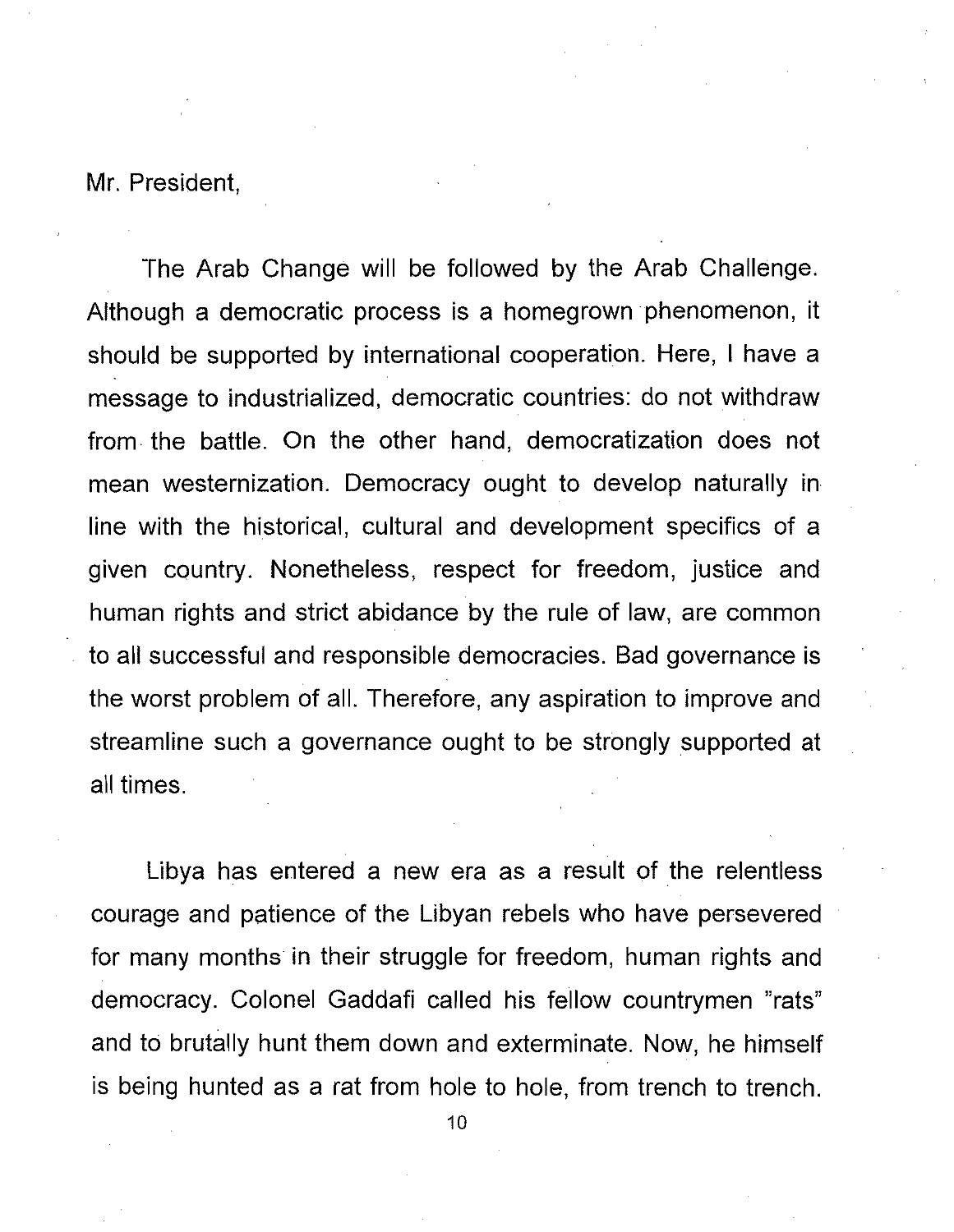Mr. President,

The Arab Change will be followed by the Arab Challenge. Although a democratic process is a homegrown phenomenon, it should be supported by international cooperation. Here, I have a message to industrialized, democratic countries: do not withdraw from the battle. On the other hand, democratization does not mean westernization. Democracy ought to develop naturally in line with the historical, cultural and development specifics of a given country. Nonetheless, respect for freedom, justice and human rights and strict abidance by the rule of law, are common to all successful and responsible democracies. Bad governance is the worst problem of all. Therefore, any aspiration to improve and streamline such a governance ought to be strongly supported at all times.

Libya has entered a new era as a result of the relentless courage and patience of the Libyan rebels who have persevered for many months in their struggle for freedom, human rights and democracy. Colonel Gaddafi called his fellow countrymen "rats" and to brutally hunt them down and exterminate. Now, he himself is being hunted as a rat from hole to hole, from trench to trench.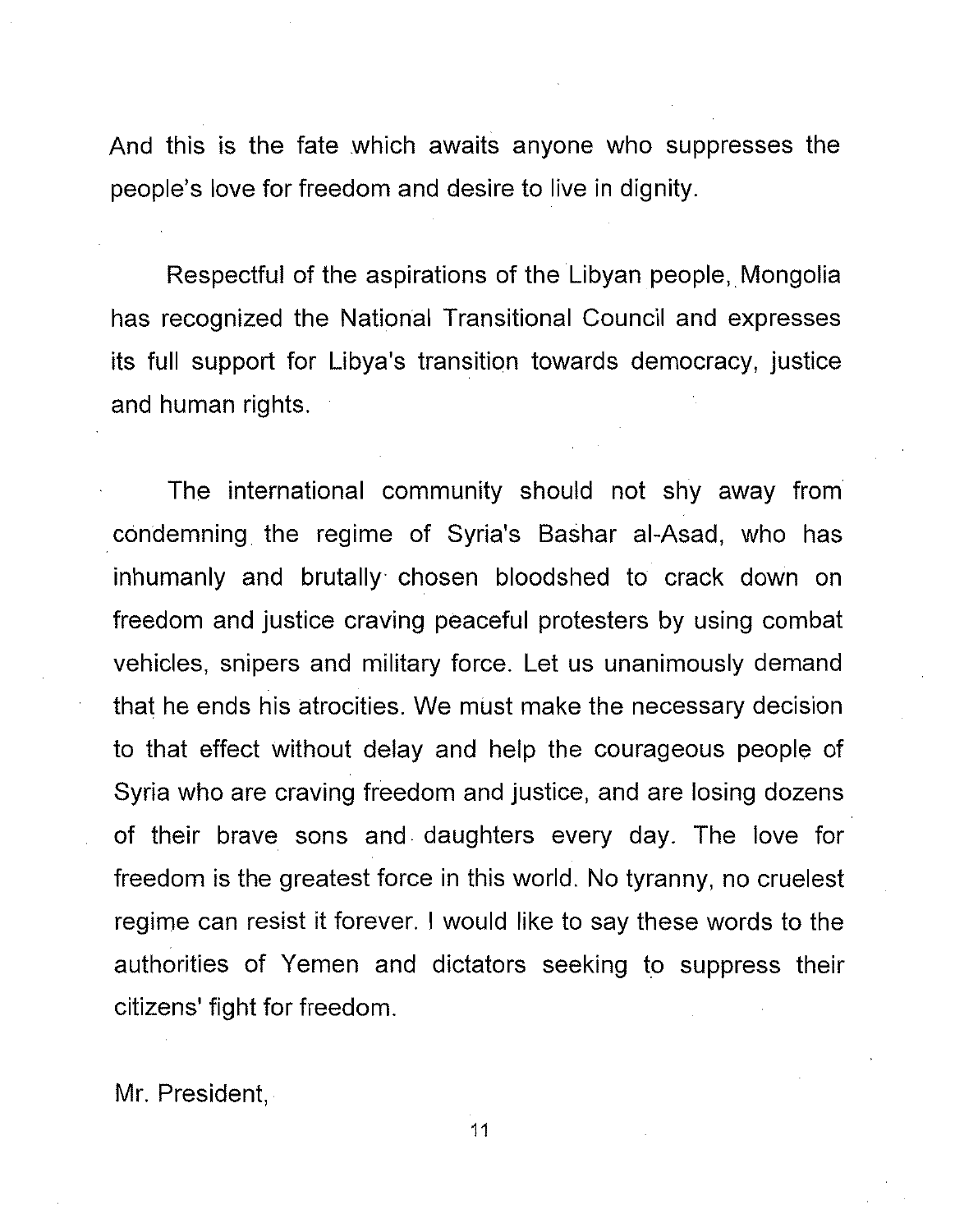And this is the fate which awaits anyone who suppresses the people's love for freedom and desire to live in dignity.

Respectful of the aspirations of the Libyan people, Mongolia has recognized the National Transitional Council and expresses its full support for Libya's transition towards democracy, justice and human rights.

The international community should not shy away from condemning the regime of Syria's Bashar al-Asad, who has inhumanly and brutally chosen bloodshed to crack down on freedom and justice craving peaceful protesters by using combat vehicles, snipers and military force. Let us unanimously demand that he ends his atrocities. We must make the necessary decision to that effect without delay and help the courageous people of Syria who are craving freedom and justice, and are losing dozens of their brave sons and daughters every day. The love for freedom is the greatest force in this world. No tyranny, no cruelest regime can resist it forever. I would like to say these words to the authorities of Yemen and dictators seeking to suppress their citizens' fight for freedom.

Mr. President,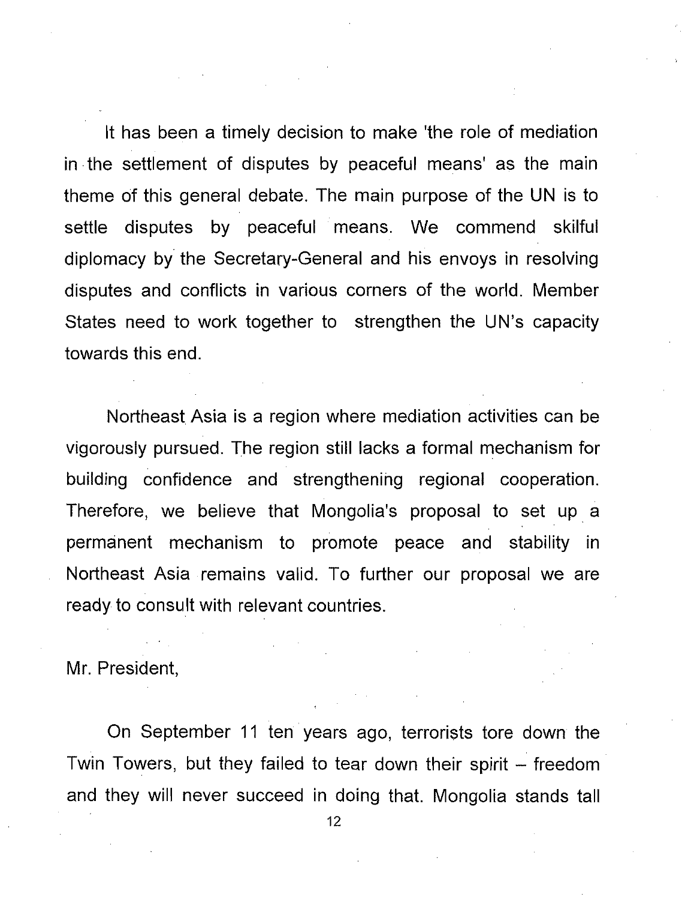It has been a timely decision to make 'the role of mediation in the settlement of disputes by peaceful means' as the main theme of this general debate. The main purpose of the UN is to settle disputes by peaceful means. We commend skilful diplomacy by the Secretary-General and his envoys in resolving disputes and conflicts in various corners of the world. Member States need to work together to strengthen the UN's capacity towards this end.

Northeast Asia is a region where mediation activities can be vigorously pursued. The region still lacks a formal mechanism for building confidence and strengthening regional cooperation. Therefore, we believe that Mongolia's proposal to set up a permanent mechanism to promote peace and stability in Northeast Asia remains valid. To further our proposal we are ready to consult with relevant countries.

Mr. President,

On September 11 ten years ago, terrorists tore down the Twin Towers, but they failed to tear down their spirit – freedom and they will never succeed in doing that. Mongolia stands tall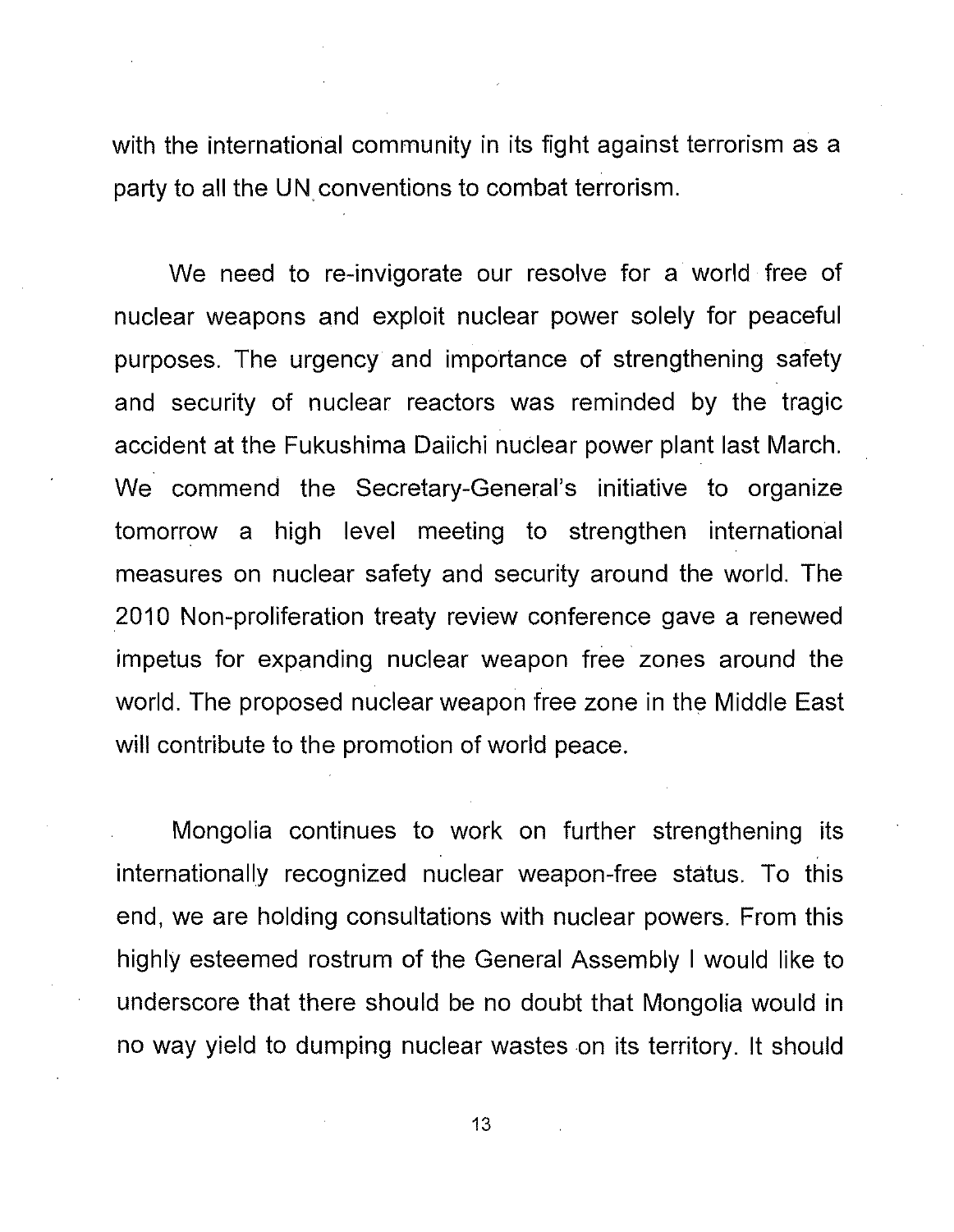with the international community in its fight against terrorism as a party to all the UN conventions to combat terrorism.

We need to re-invigorate our resolve for a world free of nuclear weapons and exploit nuclear power solely for peaceful purposes. The urgency and importance of strengthening safety and security of nuclear reactors was reminded by the tragic accident at the Fukushima Daiichi nuclear power plant last March. We commend the Secretary-General's initiative to organize tomorrow a high level meeting to strengthen international measures on nuclear safety and security around the world. The 2010 Non-proliferation treaty review conference gave a renewed impetus for expanding nuclear weapon free zones around the world. The proposed nuclear weapon free zone in the Middle East will contribute to the promotion of world peace.

Mongolia continues to work on further strengthening its internationally recognized nuclear weapon-free status. To this end, we are holding consultations with nuclear powers. From this highly esteemed rostrum of the General Assembly I would like to underscore that there should be no doubt that Mongolia would in no way yield to dumping nuclear wastes on its territory. It should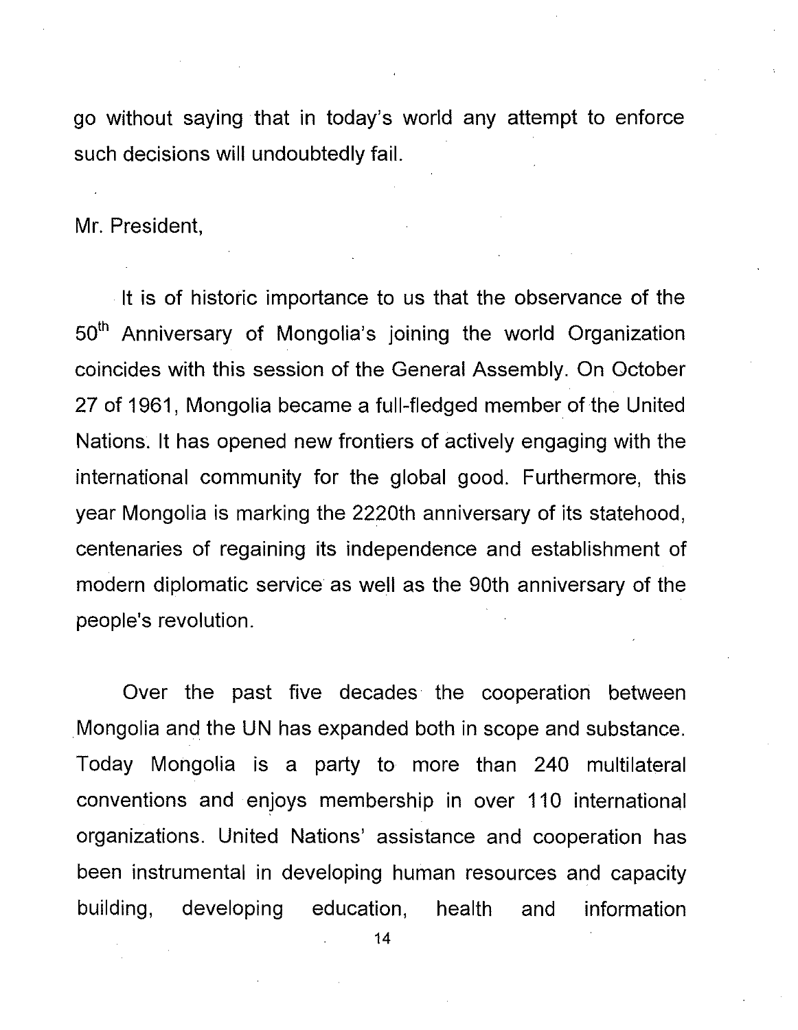go without saying that in today's world any attempt to enforce such decisions will undoubtedly fail.

Mr. President,

It is of historic importance to us that the observance of the 50th Anniversary of Mongolia's joining the world Organization coincides with this session of the General Assembly. On October 27 of 1961, Mongolia became a full-fledged member of the United Nations. It has opened new frontiers of actively engaging with the international community for the global good. Furthermore, this year Mongolia is marking the 2220th anniversary of its statehood, centenaries of regaining its independence and establishment of modern diplomatic service as well as the 90th anniversary of the people's revolution.

Over the past five decades the cooperation between Mongolia and the UN has expanded both in scope and substance. Today Mongolia is a party to more than 240 multilateral conventions and enjoys membership in over 110 international organizations. United Nations' assistance and cooperation has been instrumental in developing human resources and capacity building, developing education, health and information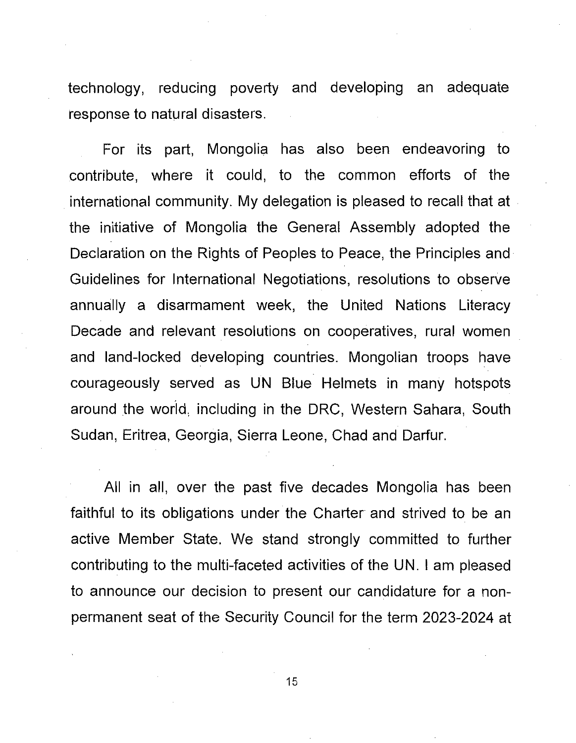technology, reducing poverty and developing an adequate response to natural disasters.

For its part, Mongolia has also been endeavoring to contribute, where it could, to the common efforts of the international community. My delegation is pleased to recall that at the initiative of Mongolia the General Assembly adopted the Declaration on the Rights of Peoples to Peace, the Principles and Guidelines for International Negotiations, resolutions to observe annually a disarmament week, the United Nations Literacy Decade and relevant resolutions on cooperatives, rural women and land-locked developing countries. Mongolian troops have courageously served as UN Blue Helmets in many hotspots around the world, including in the DRC, Western Sahara, South Sudan, Eritrea, Georgia, Sierra Leone, Chad and Darfur.

All in all, over the past five decades Mongolia has been faithful to its obligations under the Charter and strived to be an active Member State. We stand strongly committed to further contributing to the multi-faceted activities of the UN. I am pleased to announce our decision to present our candidature for a non-permanent seat of the Security Council for the term 2023-2024 at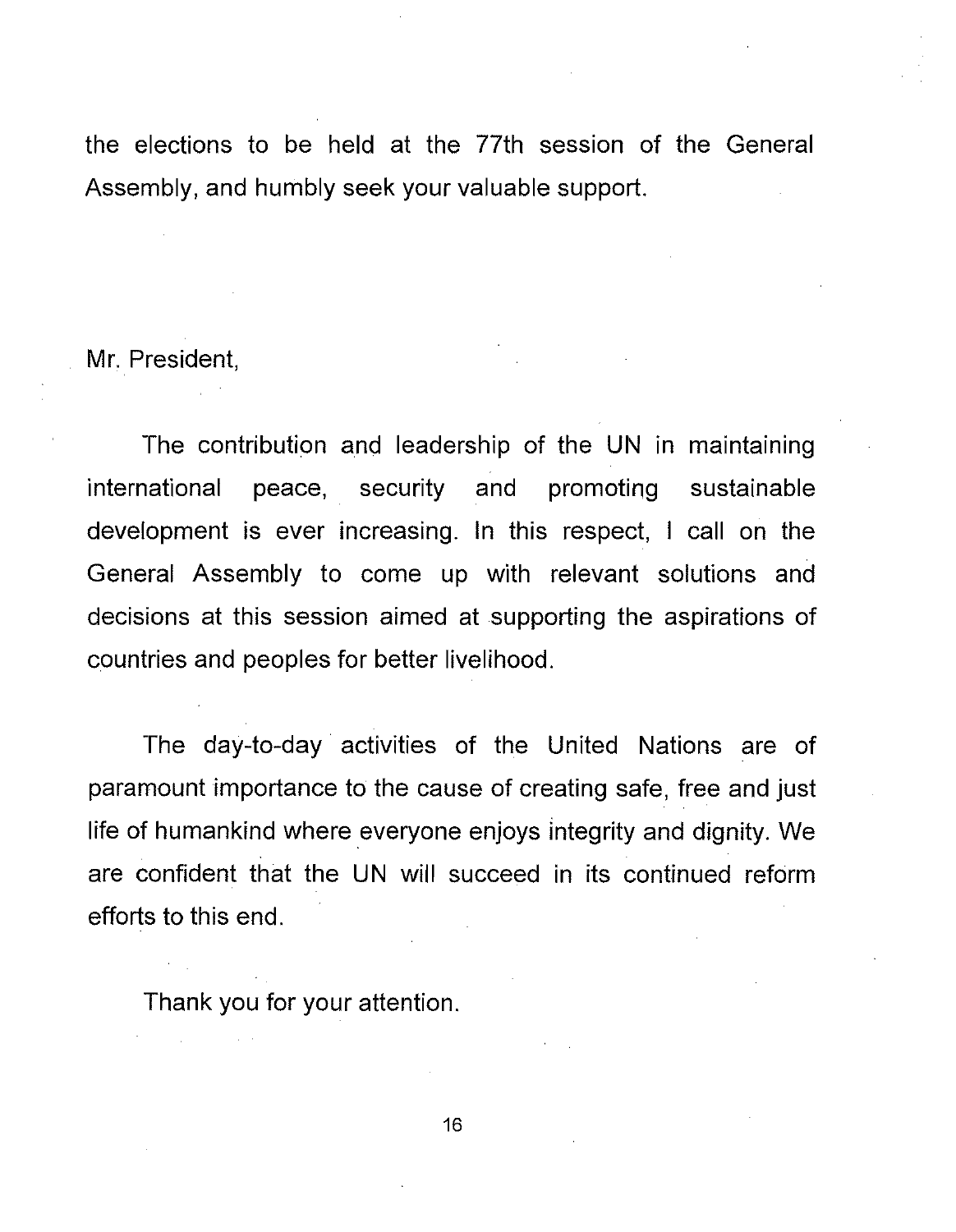the elections to be held at the 77th session of the General Assembly, and humbly seek your valuable support.

Mr. President,

The contribution and leadership of the UN in maintaining international peace, security and promoting sustainable development is ever increasing. In this respect, I call on the General Assembly to come up with relevant solutions and decisions at this session aimed at supporting the aspirations of countries and peoples for better livelihood.

The day-to-day activities of the United Nations are of paramount importance to the cause of creating safe, free and just life of humankind where everyone enjoys integrity and dignity. We are confident that the UN will succeed in its continued reform efforts to this end.

Thank you for your attention.